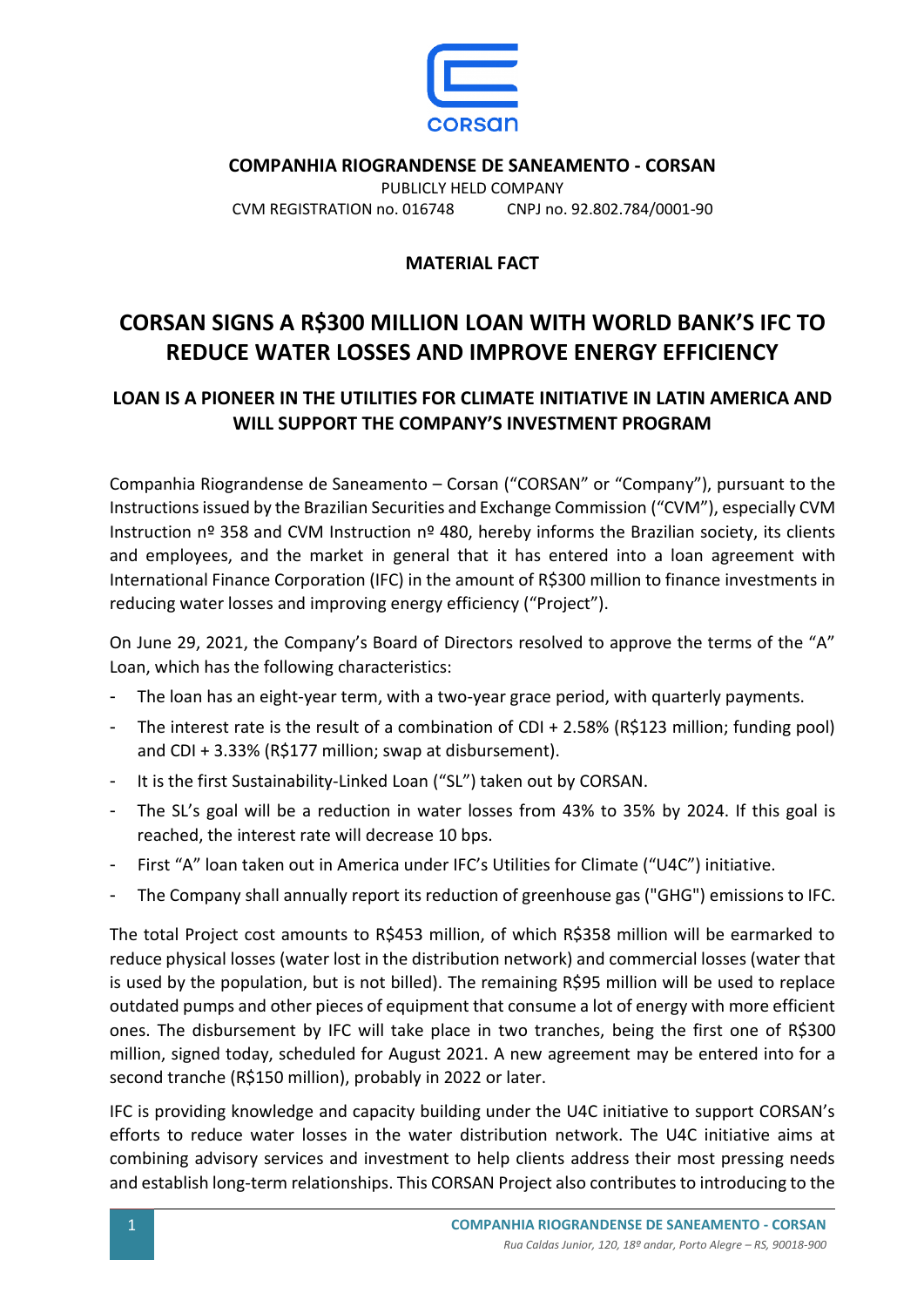**COMPANHIA RIOGRANDENSE DE SANEAMENTO - CORSAN**

PUBLICLY HELD COMPANY

CVM REGISTRATION no. 016748 CNPJ no. 92.802.784/0001-90

**MATERIAL FACT**

# CORSAN SIGNS A R$300 MILLION LOAN WITH WORLD BANK'S IFC TO REDUCE WATER LOSSES AND IMPROVE ENERGY EFFICIENCY

## LOAN IS A PIONEER IN THE UTILITIES FOR CLIMATE INITIATIVE IN LATIN AMERICA AND WILL SUPPORT THE COMPANY'S INVESTMENT PROGRAM

Companhia Riograndense de Saneamento – Corsan ("CORSAN" or "Company"), pursuant to the Instructions issued by the Brazilian Securities and Exchange Commission ("CVM"), especially CVM Instruction nº 358 and CVM Instruction nº 480, hereby informs the Brazilian society, its clients and employees, and the market in general that it has entered into a loan agreement with International Finance Corporation (IFC) in the amount of R$300 million to finance investments in reducing water losses and improving energy efficiency ("Project").

On June 29, 2021, the Company's Board of Directors resolved to approve the terms of the "A" Loan, which has the following characteristics:

- The loan has an eight-year term, with a two-year grace period, with quarterly payments.
- The interest rate is the result of a combination of CDI + 2.58% (R$123 million; funding pool) and CDI + 3.33% (R$177 million; swap at disbursement).
- It is the first Sustainability-Linked Loan ("SL") taken out by CORSAN.
- The SL's goal will be a reduction in water losses from 43% to 35% by 2024. If this goal is reached, the interest rate will decrease 10 bps.
- First "A" loan taken out in America under IFC's Utilities for Climate ("U4C") initiative.
- The Company shall annually report its reduction of greenhouse gas ("GHG") emissions to IFC.

The total Project cost amounts to R$453 million, of which R$358 million will be earmarked to reduce physical losses (water lost in the distribution network) and commercial losses (water that is used by the population, but is not billed). The remaining R$95 million will be used to replace outdated pumps and other pieces of equipment that consume a lot of energy with more efficient ones. The disbursement by IFC will take place in two tranches, being the first one of R$300 million, signed today, scheduled for August 2021. A new agreement may be entered into for a second tranche (R$150 million), probably in 2022 or later.

IFC is providing knowledge and capacity building under the U4C initiative to support CORSAN's efforts to reduce water losses in the water distribution network. The U4C initiative aims at combining advisory services and investment to help clients address their most pressing needs and establish long-term relationships. This CORSAN Project also contributes to introducing to the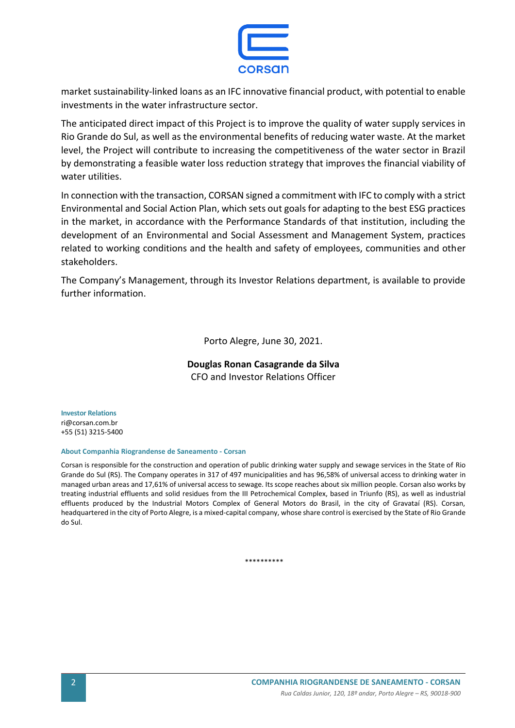market sustainability-linked loans as an IFC innovative financial product, with potential to enable investments in the water infrastructure sector.

The anticipated direct impact of this Project is to improve the quality of water supply services in Rio Grande do Sul, as well as the environmental benefits of reducing water waste. At the market level, the Project will contribute to increasing the competitiveness of the water sector in Brazil by demonstrating a feasible water loss reduction strategy that improves the financial viability of water utilities.

In connection with the transaction, CORSAN signed a commitment with IFC to comply with a strict Environmental and Social Action Plan, which sets out goals for adapting to the best ESG practices in the market, in accordance with the Performance Standards of that institution, including the development of an Environmental and Social Assessment and Management System, practices related to working conditions and the health and safety of employees, communities and other stakeholders.

The Company's Management, through its Investor Relations department, is available to provide further information.

Porto Alegre, June 30, 2021.

**Douglas Ronan Casagrande da Silva**
CFO and Investor Relations Officer

**Investor Relations**
ri@corsan.com.br
+55 (51) 3215-5400

**About Companhia Riograndense de Saneamento - Corsan**

Corsan is responsible for the construction and operation of public drinking water supply and sewage services in the State of Rio Grande do Sul (RS). The Company operates in 317 of 497 municipalities and has 96,58% of universal access to drinking water in managed urban areas and 17,61% of universal access to sewage. Its scope reaches about six million people. Corsan also works by treating industrial effluents and solid residues from the III Petrochemical Complex, based in Triunfo (RS), as well as industrial effluents produced by the Industrial Motors Complex of General Motors do Brasil, in the city of Gravataí (RS). Corsan, headquartered in the city of Porto Alegre, is a mixed-capital company, whose share control is exercised by the State of Rio Grande do Sul.

**********